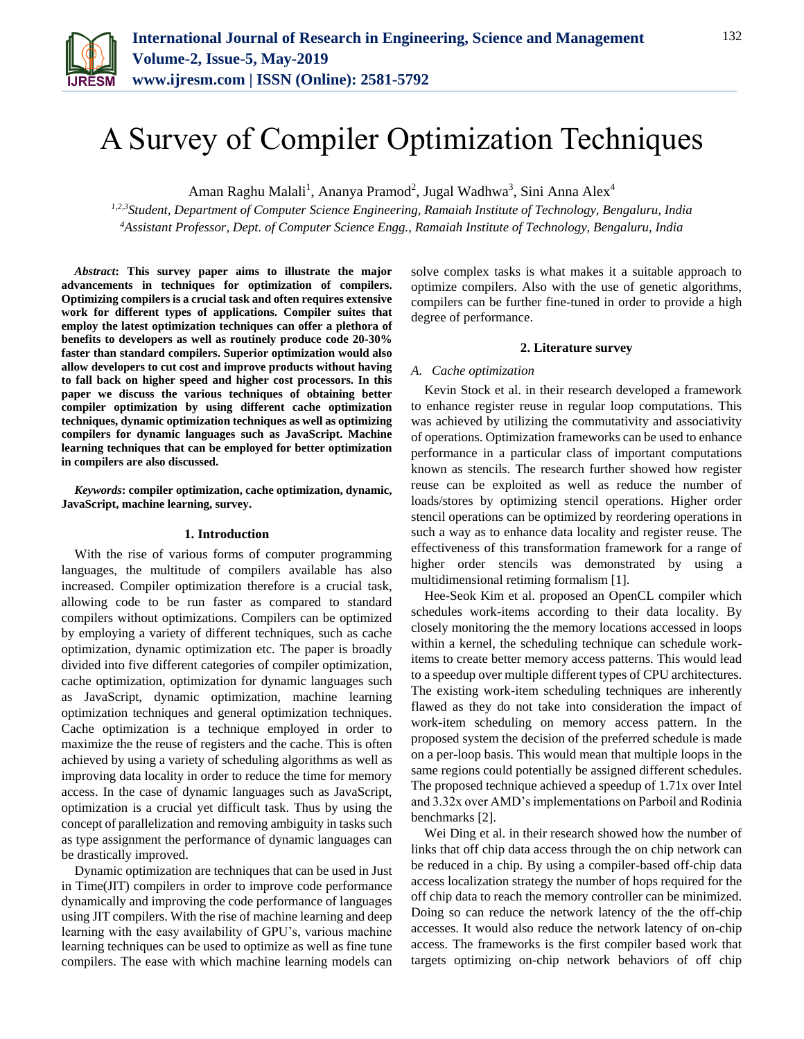# A Survey of Compiler Optimization Techniques

Aman Raghu Malali[1], Ananya Pramod[2], Jugal Wadhwa[3], Sini Anna Alex[4]

*[1,2,3]Student, Department of Computer Science Engineering, Ramaiah Institute of Technology, Bengaluru, India*
*[4]Assistant Professor, Dept. of Computer Science Engg., Ramaiah Institute of Technology, Bengaluru, India*

***Abstract*: This survey paper aims to illustrate the major advancements in techniques for optimization of compilers. Optimizing compilers is a crucial task and often requires extensive work for different types of applications. Compiler suites that employ the latest optimization techniques can offer a plethora of benefits to developers as well as routinely produce code 20-30% faster than standard compilers. Superior optimization would also allow developers to cut cost and improve products without having to fall back on higher speed and higher cost processors. In this paper we discuss the various techniques of obtaining better compiler optimization by using different cache optimization techniques, dynamic optimization techniques as well as optimizing compilers for dynamic languages such as JavaScript. Machine learning techniques that can be employed for better optimization in compilers are also discussed.**

***Keywords*: compiler optimization, cache optimization, dynamic, JavaScript, machine learning, survey.**

## 1. Introduction

With the rise of various forms of computer programming languages, the multitude of compilers available has also increased. Compiler optimization therefore is a crucial task, allowing code to be run faster as compared to standard compilers without optimizations. Compilers can be optimized by employing a variety of different techniques, such as cache optimization, dynamic optimization etc. The paper is broadly divided into five different categories of compiler optimization, cache optimization, optimization for dynamic languages such as JavaScript, dynamic optimization, machine learning optimization techniques and general optimization techniques. Cache optimization is a technique employed in order to maximize the the reuse of registers and the cache. This is often achieved by using a variety of scheduling algorithms as well as improving data locality in order to reduce the time for memory access. In the case of dynamic languages such as JavaScript, optimization is a crucial yet difficult task. Thus by using the concept of parallelization and removing ambiguity in tasks such as type assignment the performance of dynamic languages can be drastically improved.

Dynamic optimization are techniques that can be used in Just in Time(JIT) compilers in order to improve code performance dynamically and improving the code performance of languages using JIT compilers. With the rise of machine learning and deep learning with the easy availability of GPU's, various machine learning techniques can be used to optimize as well as fine tune compilers. The ease with which machine learning models can solve complex tasks is what makes it a suitable approach to optimize compilers. Also with the use of genetic algorithms, compilers can be further fine-tuned in order to provide a high degree of performance.

## 2. Literature survey

### *A. Cache optimization*

Kevin Stock et al. in their research developed a framework to enhance register reuse in regular loop computations. This was achieved by utilizing the commutativity and associativity of operations. Optimization frameworks can be used to enhance performance in a particular class of important computations known as stencils. The research further showed how register reuse can be exploited as well as reduce the number of loads/stores by optimizing stencil operations. Higher order stencil operations can be optimized by reordering operations in such a way as to enhance data locality and register reuse. The effectiveness of this transformation framework for a range of higher order stencils was demonstrated by using a multidimensional retiming formalism [1].

Hee-Seok Kim et al. proposed an OpenCL compiler which schedules work-items according to their data locality. By closely monitoring the the memory locations accessed in loops within a kernel, the scheduling technique can schedule work-items to create better memory access patterns. This would lead to a speedup over multiple different types of CPU architectures. The existing work-item scheduling techniques are inherently flawed as they do not take into consideration the impact of work-item scheduling on memory access pattern. In the proposed system the decision of the preferred schedule is made on a per-loop basis. This would mean that multiple loops in the same regions could potentially be assigned different schedules. The proposed technique achieved a speedup of 1.71x over Intel and 3.32x over AMD's implementations on Parboil and Rodinia benchmarks [2].

Wei Ding et al. in their research showed how the number of links that off chip data access through the on chip network can be reduced in a chip. By using a compiler-based off-chip data access localization strategy the number of hops required for the off chip data to reach the memory controller can be minimized. Doing so can reduce the network latency of the the off-chip accesses. It would also reduce the network latency of on-chip access. The frameworks is the first compiler based work that targets optimizing on-chip network behaviors of off chip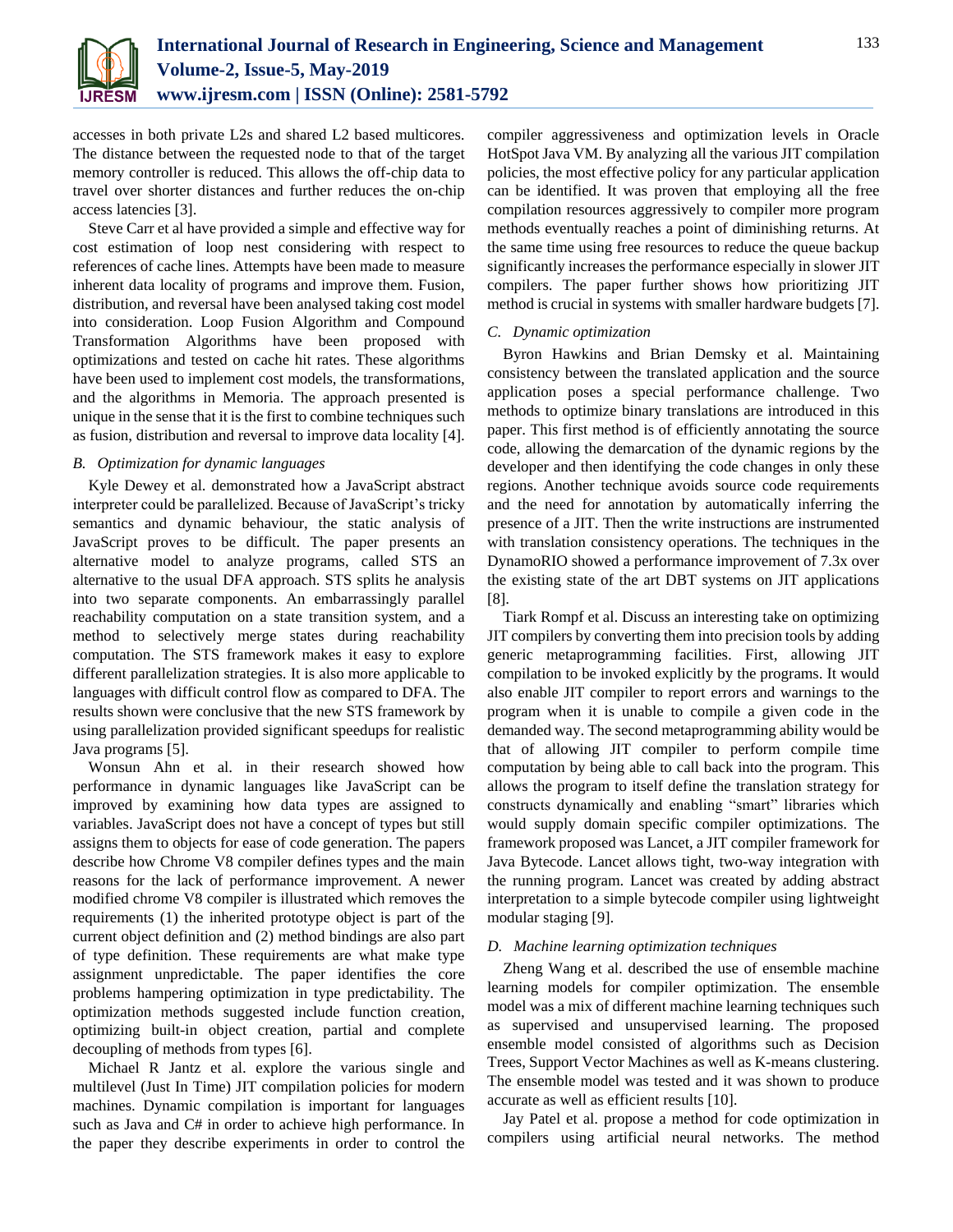accesses in both private L2s and shared L2 based multicores. The distance between the requested node to that of the target memory controller is reduced. This allows the off-chip data to travel over shorter distances and further reduces the on-chip access latencies [3].

Steve Carr et al have provided a simple and effective way for cost estimation of loop nest considering with respect to references of cache lines. Attempts have been made to measure inherent data locality of programs and improve them. Fusion, distribution, and reversal have been analysed taking cost model into consideration. Loop Fusion Algorithm and Compound Transformation Algorithms have been proposed with optimizations and tested on cache hit rates. These algorithms have been used to implement cost models, the transformations, and the algorithms in Memoria. The approach presented is unique in the sense that it is the first to combine techniques such as fusion, distribution and reversal to improve data locality [4].

### *B. Optimization for dynamic languages*

Kyle Dewey et al. demonstrated how a JavaScript abstract interpreter could be parallelized. Because of JavaScript's tricky semantics and dynamic behaviour, the static analysis of JavaScript proves to be difficult. The paper presents an alternative model to analyze programs, called STS an alternative to the usual DFA approach. STS splits he analysis into two separate components. An embarrassingly parallel reachability computation on a state transition system, and a method to selectively merge states during reachability computation. The STS framework makes it easy to explore different parallelization strategies. It is also more applicable to languages with difficult control flow as compared to DFA. The results shown were conclusive that the new STS framework by using parallelization provided significant speedups for realistic Java programs [5].

Wonsun Ahn et al. in their research showed how performance in dynamic languages like JavaScript can be improved by examining how data types are assigned to variables. JavaScript does not have a concept of types but still assigns them to objects for ease of code generation. The papers describe how Chrome V8 compiler defines types and the main reasons for the lack of performance improvement. A newer modified chrome V8 compiler is illustrated which removes the requirements (1) the inherited prototype object is part of the current object definition and (2) method bindings are also part of type definition. These requirements are what make type assignment unpredictable. The paper identifies the core problems hampering optimization in type predictability. The optimization methods suggested include function creation, optimizing built-in object creation, partial and complete decoupling of methods from types [6].

Michael R Jantz et al. explore the various single and multilevel (Just In Time) JIT compilation policies for modern machines. Dynamic compilation is important for languages such as Java and C# in order to achieve high performance. In the paper they describe experiments in order to control the compiler aggressiveness and optimization levels in Oracle HotSpot Java VM. By analyzing all the various JIT compilation policies, the most effective policy for any particular application can be identified. It was proven that employing all the free compilation resources aggressively to compiler more program methods eventually reaches a point of diminishing returns. At the same time using free resources to reduce the queue backup significantly increases the performance especially in slower JIT compilers. The paper further shows how prioritizing JIT method is crucial in systems with smaller hardware budgets [7].

### *C. Dynamic optimization*

Byron Hawkins and Brian Demsky et al. Maintaining consistency between the translated application and the source application poses a special performance challenge. Two methods to optimize binary translations are introduced in this paper. This first method is of efficiently annotating the source code, allowing the demarcation of the dynamic regions by the developer and then identifying the code changes in only these regions. Another technique avoids source code requirements and the need for annotation by automatically inferring the presence of a JIT. Then the write instructions are instrumented with translation consistency operations. The techniques in the DynamoRIO showed a performance improvement of 7.3x over the existing state of the art DBT systems on JIT applications [8].

Tiark Rompf et al. Discuss an interesting take on optimizing JIT compilers by converting them into precision tools by adding generic metaprogramming facilities. First, allowing JIT compilation to be invoked explicitly by the programs. It would also enable JIT compiler to report errors and warnings to the program when it is unable to compile a given code in the demanded way. The second metaprogramming ability would be that of allowing JIT compiler to perform compile time computation by being able to call back into the program. This allows the program to itself define the translation strategy for constructs dynamically and enabling "smart" libraries which would supply domain specific compiler optimizations. The framework proposed was Lancet, a JIT compiler framework for Java Bytecode. Lancet allows tight, two-way integration with the running program. Lancet was created by adding abstract interpretation to a simple bytecode compiler using lightweight modular staging [9].

### *D. Machine learning optimization techniques*

Zheng Wang et al. described the use of ensemble machine learning models for compiler optimization. The ensemble model was a mix of different machine learning techniques such as supervised and unsupervised learning. The proposed ensemble model consisted of algorithms such as Decision Trees, Support Vector Machines as well as K-means clustering. The ensemble model was tested and it was shown to produce accurate as well as efficient results [10].

Jay Patel et al. propose a method for code optimization in compilers using artificial neural networks. The method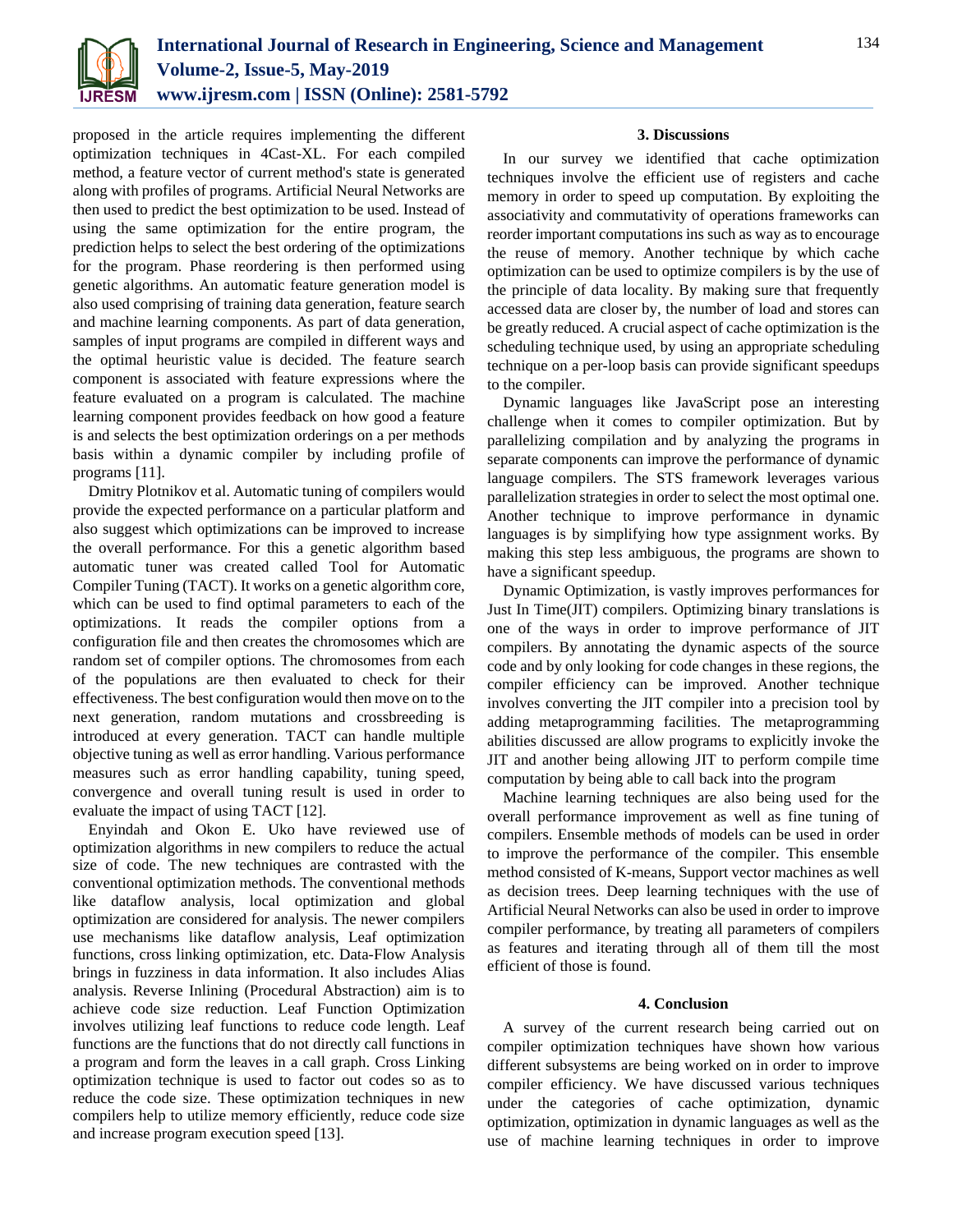proposed in the article requires implementing the different optimization techniques in 4Cast-XL. For each compiled method, a feature vector of current method's state is generated along with profiles of programs. Artificial Neural Networks are then used to predict the best optimization to be used. Instead of using the same optimization for the entire program, the prediction helps to select the best ordering of the optimizations for the program. Phase reordering is then performed using genetic algorithms. An automatic feature generation model is also used comprising of training data generation, feature search and machine learning components. As part of data generation, samples of input programs are compiled in different ways and the optimal heuristic value is decided. The feature search component is associated with feature expressions where the feature evaluated on a program is calculated. The machine learning component provides feedback on how good a feature is and selects the best optimization orderings on a per methods basis within a dynamic compiler by including profile of programs [11].

Dmitry Plotnikov et al. Automatic tuning of compilers would provide the expected performance on a particular platform and also suggest which optimizations can be improved to increase the overall performance. For this a genetic algorithm based automatic tuner was created called Tool for Automatic Compiler Tuning (TACT). It works on a genetic algorithm core, which can be used to find optimal parameters to each of the optimizations. It reads the compiler options from a configuration file and then creates the chromosomes which are random set of compiler options. The chromosomes from each of the populations are then evaluated to check for their effectiveness. The best configuration would then move on to the next generation, random mutations and crossbreeding is introduced at every generation. TACT can handle multiple objective tuning as well as error handling. Various performance measures such as error handling capability, tuning speed, convergence and overall tuning result is used in order to evaluate the impact of using TACT [12].

Enyindah and Okon E. Uko have reviewed use of optimization algorithms in new compilers to reduce the actual size of code. The new techniques are contrasted with the conventional optimization methods. The conventional methods like dataflow analysis, local optimization and global optimization are considered for analysis. The newer compilers use mechanisms like dataflow analysis, Leaf optimization functions, cross linking optimization, etc. Data-Flow Analysis brings in fuzziness in data information. It also includes Alias analysis. Reverse Inlining (Procedural Abstraction) aim is to achieve code size reduction. Leaf Function Optimization involves utilizing leaf functions to reduce code length. Leaf functions are the functions that do not directly call functions in a program and form the leaves in a call graph. Cross Linking optimization technique is used to factor out codes so as to reduce the code size. These optimization techniques in new compilers help to utilize memory efficiently, reduce code size and increase program execution speed [13].

## 3. Discussions

In our survey we identified that cache optimization techniques involve the efficient use of registers and cache memory in order to speed up computation. By exploiting the associativity and commutativity of operations frameworks can reorder important computations ins such as way as to encourage the reuse of memory. Another technique by which cache optimization can be used to optimize compilers is by the use of the principle of data locality. By making sure that frequently accessed data are closer by, the number of load and stores can be greatly reduced. A crucial aspect of cache optimization is the scheduling technique used, by using an appropriate scheduling technique on a per-loop basis can provide significant speedups to the compiler.

Dynamic languages like JavaScript pose an interesting challenge when it comes to compiler optimization. But by parallelizing compilation and by analyzing the programs in separate components can improve the performance of dynamic language compilers. The STS framework leverages various parallelization strategies in order to select the most optimal one. Another technique to improve performance in dynamic languages is by simplifying how type assignment works. By making this step less ambiguous, the programs are shown to have a significant speedup.

Dynamic Optimization, is vastly improves performances for Just In Time(JIT) compilers. Optimizing binary translations is one of the ways in order to improve performance of JIT compilers. By annotating the dynamic aspects of the source code and by only looking for code changes in these regions, the compiler efficiency can be improved. Another technique involves converting the JIT compiler into a precision tool by adding metaprogramming facilities. The metaprogramming abilities discussed are allow programs to explicitly invoke the JIT and another being allowing JIT to perform compile time computation by being able to call back into the program

Machine learning techniques are also being used for the overall performance improvement as well as fine tuning of compilers. Ensemble methods of models can be used in order to improve the performance of the compiler. This ensemble method consisted of K-means, Support vector machines as well as decision trees. Deep learning techniques with the use of Artificial Neural Networks can also be used in order to improve compiler performance, by treating all parameters of compilers as features and iterating through all of them till the most efficient of those is found.

## 4. Conclusion

A survey of the current research being carried out on compiler optimization techniques have shown how various different subsystems are being worked on in order to improve compiler efficiency. We have discussed various techniques under the categories of cache optimization, dynamic optimization, optimization in dynamic languages as well as the use of machine learning techniques in order to improve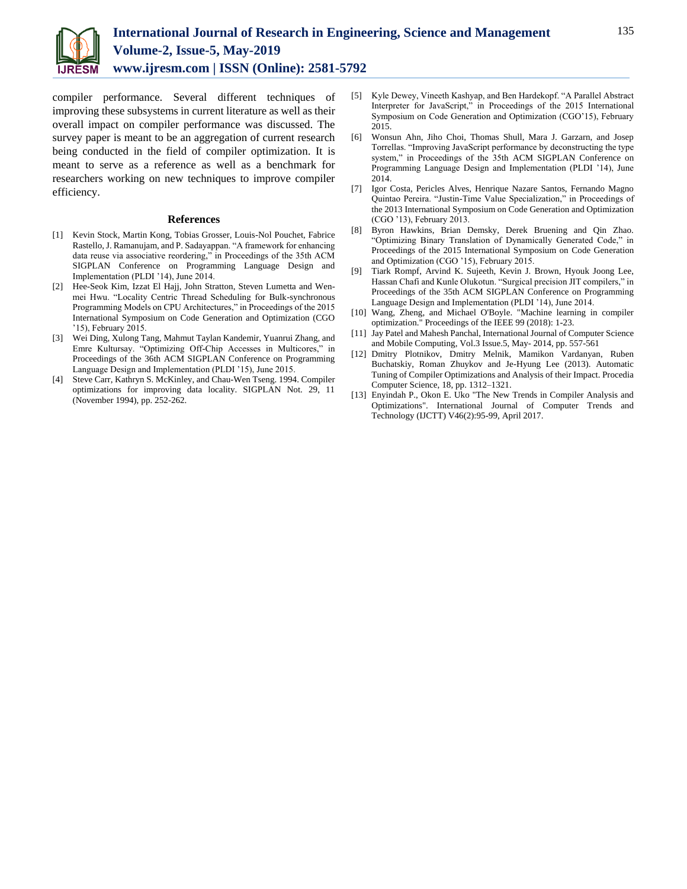compiler performance. Several different techniques of improving these subsystems in current literature as well as their overall impact on compiler performance was discussed. The survey paper is meant to be an aggregation of current research being conducted in the field of compiler optimization. It is meant to serve as a reference as well as a benchmark for researchers working on new techniques to improve compiler efficiency.

## References

[1] Kevin Stock, Martin Kong, Tobias Grosser, Louis-Nol Pouchet, Fabrice Rastello, J. Ramanujam, and P. Sadayappan. "A framework for enhancing data reuse via associative reordering," in Proceedings of the 35th ACM SIGPLAN Conference on Programming Language Design and Implementation (PLDI '14), June 2014.

[2] Hee-Seok Kim, Izzat El Hajj, John Stratton, Steven Lumetta and Wen-mei Hwu. "Locality Centric Thread Scheduling for Bulk-synchronous Programming Models on CPU Architectures," in Proceedings of the 2015 International Symposium on Code Generation and Optimization (CGO '15), February 2015.

[3] Wei Ding, Xulong Tang, Mahmut Taylan Kandemir, Yuanrui Zhang, and Emre Kultursay. "Optimizing Off-Chip Accesses in Multicores," in Proceedings of the 36th ACM SIGPLAN Conference on Programming Language Design and Implementation (PLDI '15), June 2015.

[4] Steve Carr, Kathryn S. McKinley, and Chau-Wen Tseng. 1994. Compiler optimizations for improving data locality. SIGPLAN Not. 29, 11 (November 1994), pp. 252-262.

[5] Kyle Dewey, Vineeth Kashyap, and Ben Hardekopf. "A Parallel Abstract Interpreter for JavaScript," in Proceedings of the 2015 International Symposium on Code Generation and Optimization (CGO'15), February 2015.

[6] Wonsun Ahn, Jiho Choi, Thomas Shull, Mara J. Garzarn, and Josep Torrellas. "Improving JavaScript performance by deconstructing the type system," in Proceedings of the 35th ACM SIGPLAN Conference on Programming Language Design and Implementation (PLDI '14), June 2014.

[7] Igor Costa, Pericles Alves, Henrique Nazare Santos, Fernando Magno Quintao Pereira. "Justin-Time Value Specialization," in Proceedings of the 2013 International Symposium on Code Generation and Optimization (CGO '13), February 2013.

[8] Byron Hawkins, Brian Demsky, Derek Bruening and Qin Zhao. "Optimizing Binary Translation of Dynamically Generated Code," in Proceedings of the 2015 International Symposium on Code Generation and Optimization (CGO '15), February 2015.

[9] Tiark Rompf, Arvind K. Sujeeth, Kevin J. Brown, Hyouk Joong Lee, Hassan Chafi and Kunle Olukotun. "Surgical precision JIT compilers," in Proceedings of the 35th ACM SIGPLAN Conference on Programming Language Design and Implementation (PLDI '14), June 2014.

[10] Wang, Zheng, and Michael O'Boyle. "Machine learning in compiler optimization." Proceedings of the IEEE 99 (2018): 1-23.

[11] Jay Patel and Mahesh Panchal, International Journal of Computer Science and Mobile Computing, Vol.3 Issue.5, May- 2014, pp. 557-561

[12] Dmitry Plotnikov, Dmitry Melnik, Mamikon Vardanyan, Ruben Buchatskiy, Roman Zhuykov and Je-Hyung Lee (2013). Automatic Tuning of Compiler Optimizations and Analysis of their Impact. Procedia Computer Science, 18, pp. 1312–1321.

[13] Enyindah P., Okon E. Uko "The New Trends in Compiler Analysis and Optimizations". International Journal of Computer Trends and Technology (IJCTT) V46(2):95-99, April 2017.